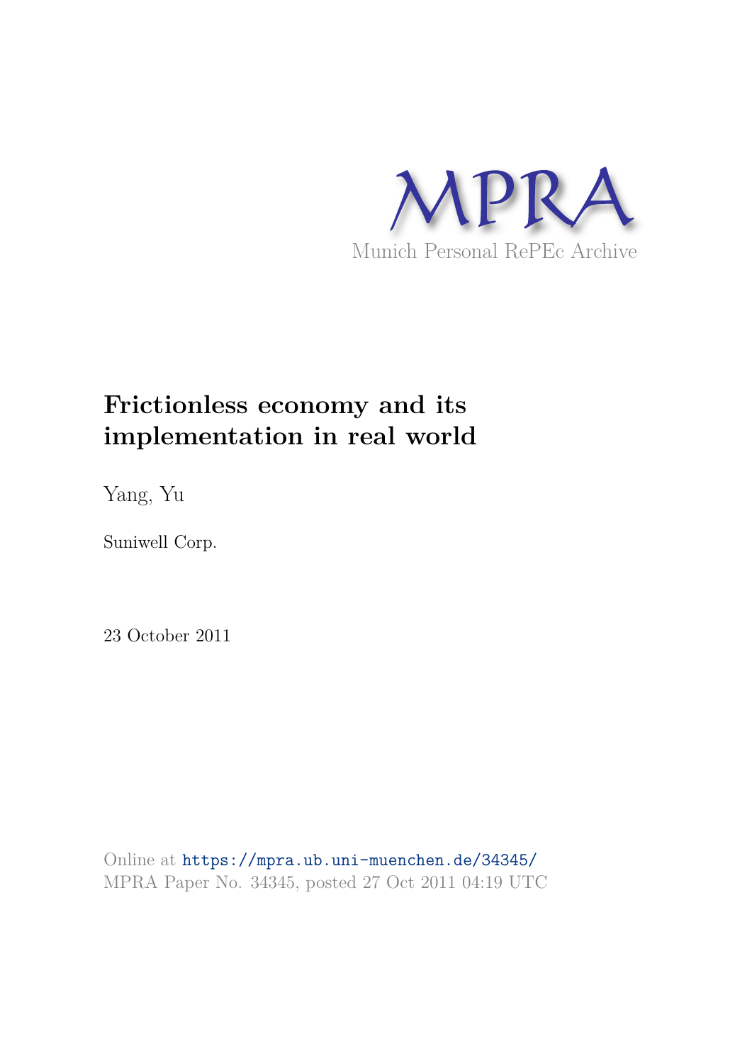MPRA

Munich Personal RePEc Archive

# Frictionless economy and its implementation in real world

Yang, Yu

Suniwell Corp.

23 October 2011

Online at https://mpra.ub.uni-muenchen.de/34345/
MPRA Paper No. 34345, posted 27 Oct 2011 04:19 UTC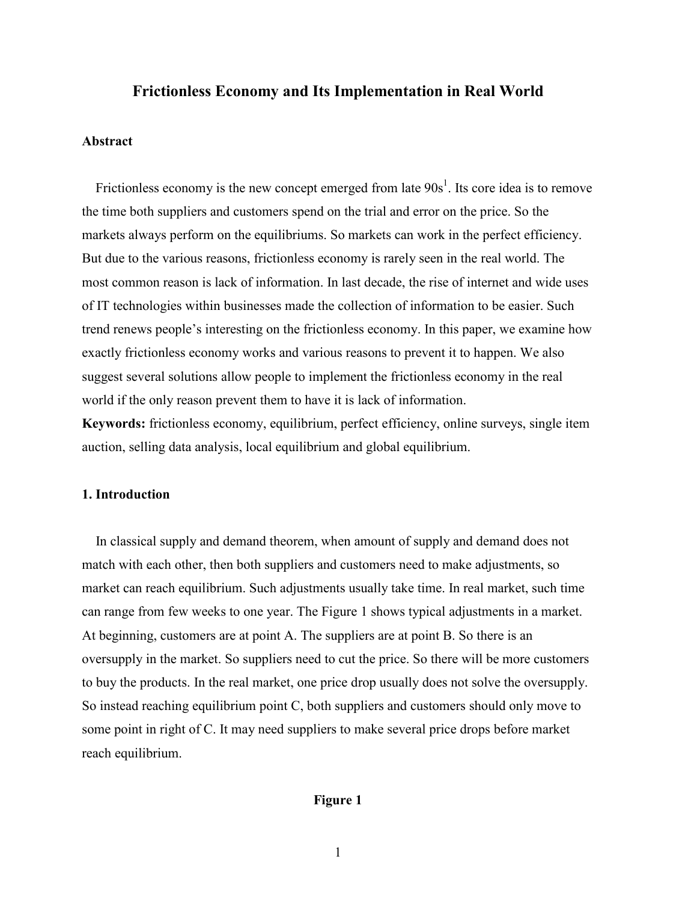# Frictionless Economy and Its Implementation in Real World

### Abstract

Frictionless economy is the new concept emerged from late 90s[1]. Its core idea is to remove the time both suppliers and customers spend on the trial and error on the price. So the markets always perform on the equilibriums. So markets can work in the perfect efficiency. But due to the various reasons, frictionless economy is rarely seen in the real world. The most common reason is lack of information. In last decade, the rise of internet and wide uses of IT technologies within businesses made the collection of information to be easier. Such trend renews people's interesting on the frictionless economy. In this paper, we examine how exactly frictionless economy works and various reasons to prevent it to happen. We also suggest several solutions allow people to implement the frictionless economy in the real world if the only reason prevent them to have it is lack of information.

**Keywords:** frictionless economy, equilibrium, perfect efficiency, online surveys, single item auction, selling data analysis, local equilibrium and global equilibrium.

### 1. Introduction

In classical supply and demand theorem, when amount of supply and demand does not match with each other, then both suppliers and customers need to make adjustments, so market can reach equilibrium. Such adjustments usually take time. In real market, such time can range from few weeks to one year. The Figure 1 shows typical adjustments in a market. At beginning, customers are at point A. The suppliers are at point B. So there is an oversupply in the market. So suppliers need to cut the price. So there will be more customers to buy the products. In the real market, one price drop usually does not solve the oversupply. So instead reaching equilibrium point C, both suppliers and customers should only move to some point in right of C. It may need suppliers to make several price drops before market reach equilibrium.

**Figure 1**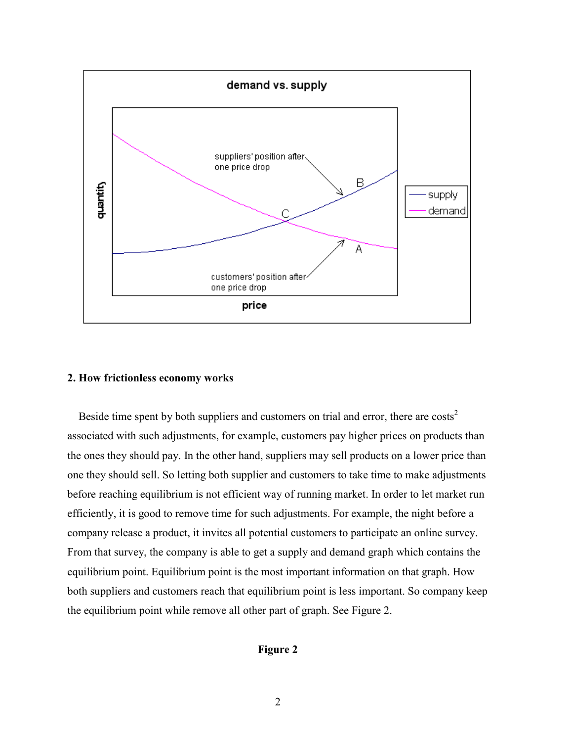demand vs. supply

suppliers' position after one price drop

customers' position after one price drop

## 2. How frictionless economy works

Beside time spent by both suppliers and customers on trial and error, there are costs[2] associated with such adjustments, for example, customers pay higher prices on products than the ones they should pay. In the other hand, suppliers may sell products on a lower price than one they should sell. So letting both supplier and customers to take time to make adjustments before reaching equilibrium is not efficient way of running market. In order to let market run efficiently, it is good to remove time for such adjustments. For example, the night before a company release a product, it invites all potential customers to participate an online survey. From that survey, the company is able to get a supply and demand graph which contains the equilibrium point. Equilibrium point is the most important information on that graph. How both suppliers and customers reach that equilibrium point is less important. So company keep the equilibrium point while remove all other part of graph. See Figure 2.

**Figure 2**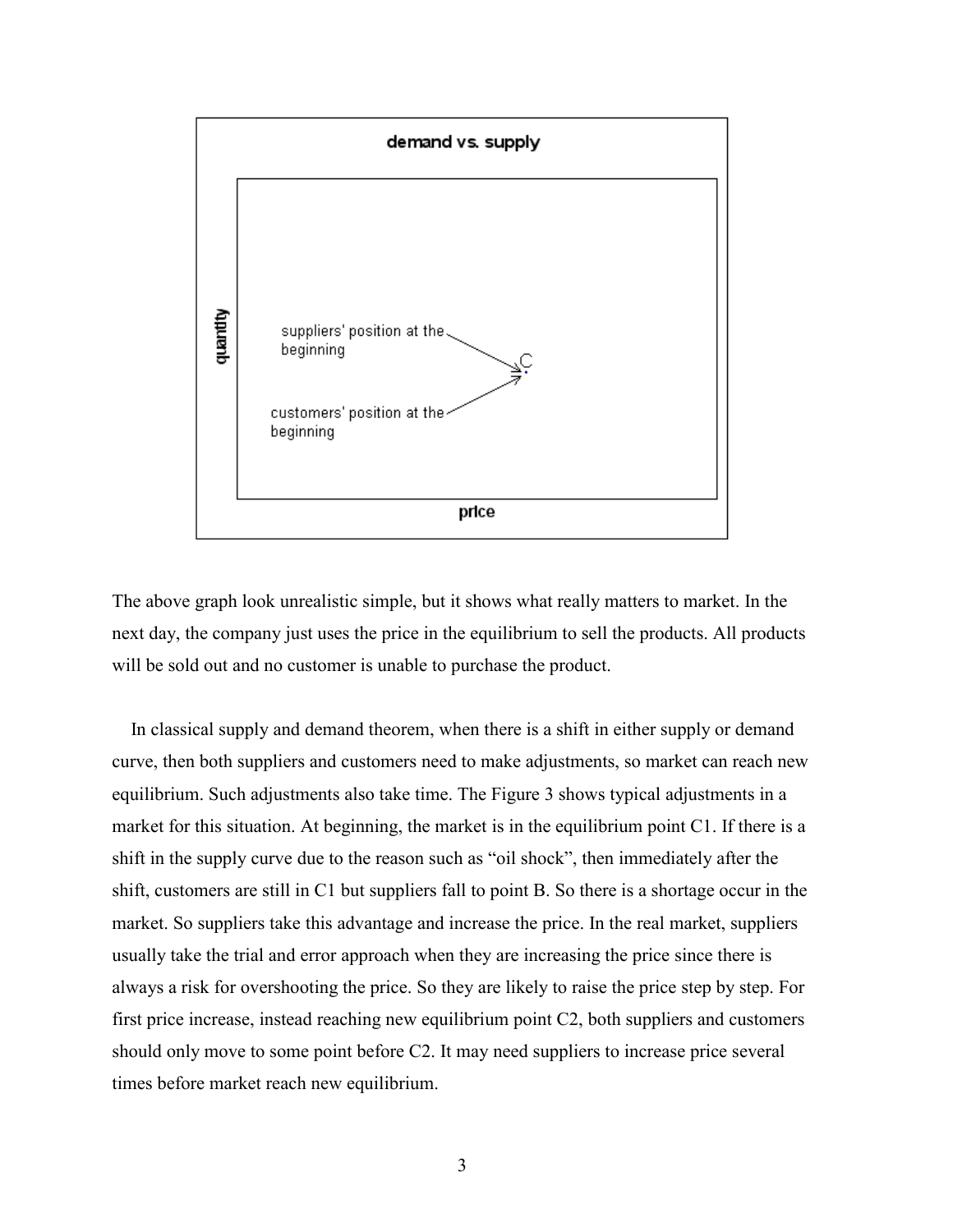The above graph look unrealistic simple, but it shows what really matters to market. In the next day, the company just uses the price in the equilibrium to sell the products. All products will be sold out and no customer is unable to purchase the product.

In classical supply and demand theorem, when there is a shift in either supply or demand curve, then both suppliers and customers need to make adjustments, so market can reach new equilibrium. Such adjustments also take time. The Figure 3 shows typical adjustments in a market for this situation. At beginning, the market is in the equilibrium point C1. If there is a shift in the supply curve due to the reason such as "oil shock", then immediately after the shift, customers are still in C1 but suppliers fall to point B. So there is a shortage occur in the market. So suppliers take this advantage and increase the price. In the real market, suppliers usually take the trial and error approach when they are increasing the price since there is always a risk for overshooting the price. So they are likely to raise the price step by step. For first price increase, instead reaching new equilibrium point C2, both suppliers and customers should only move to some point before C2. It may need suppliers to increase price several times before market reach new equilibrium.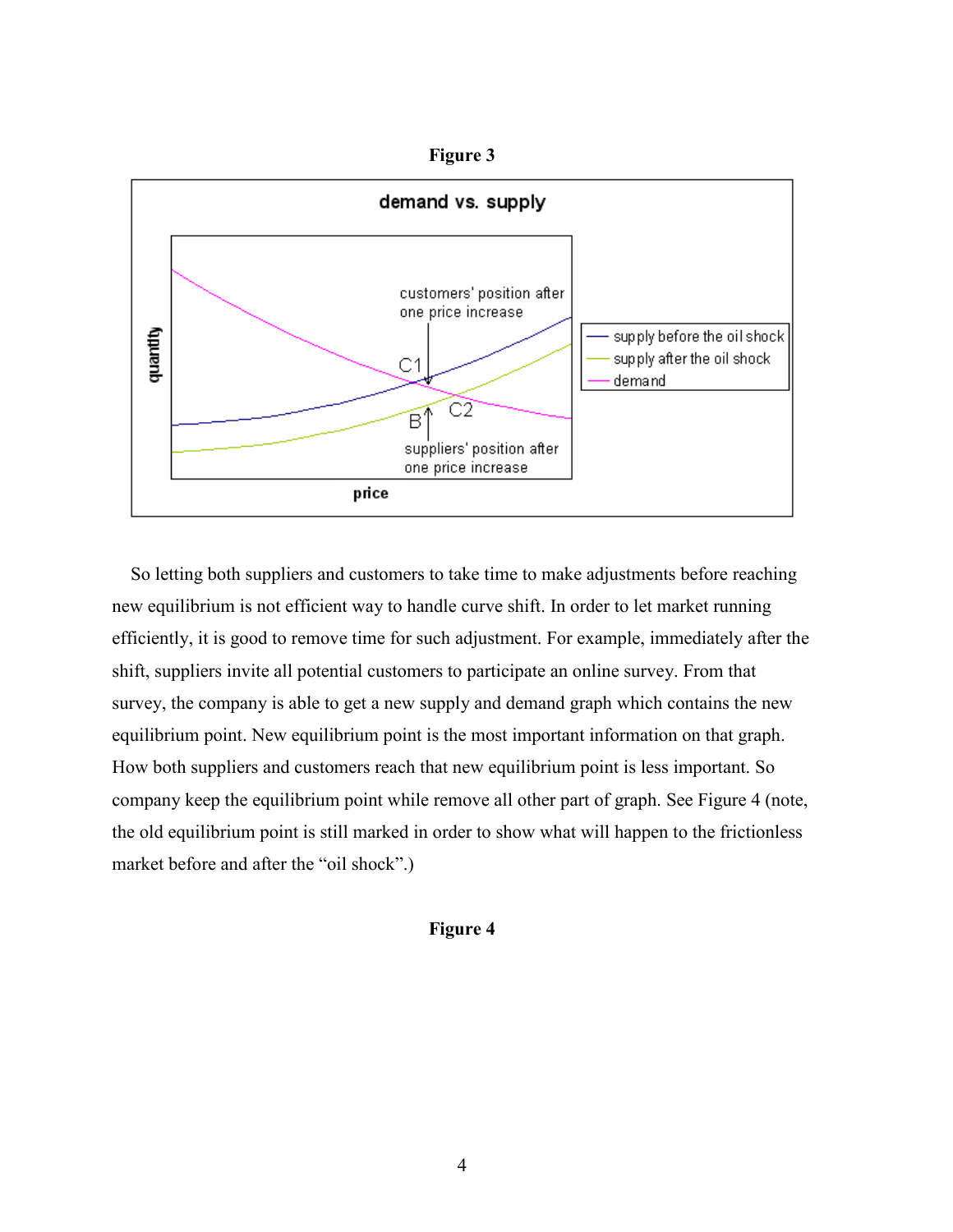**Figure 3**

So letting both suppliers and customers to take time to make adjustments before reaching new equilibrium is not efficient way to handle curve shift. In order to let market running efficiently, it is good to remove time for such adjustment. For example, immediately after the shift, suppliers invite all potential customers to participate an online survey. From that survey, the company is able to get a new supply and demand graph which contains the new equilibrium point. New equilibrium point is the most important information on that graph. How both suppliers and customers reach that new equilibrium point is less important. So company keep the equilibrium point while remove all other part of graph. See Figure 4 (note, the old equilibrium point is still marked in order to show what will happen to the frictionless market before and after the "oil shock".)

**Figure 4**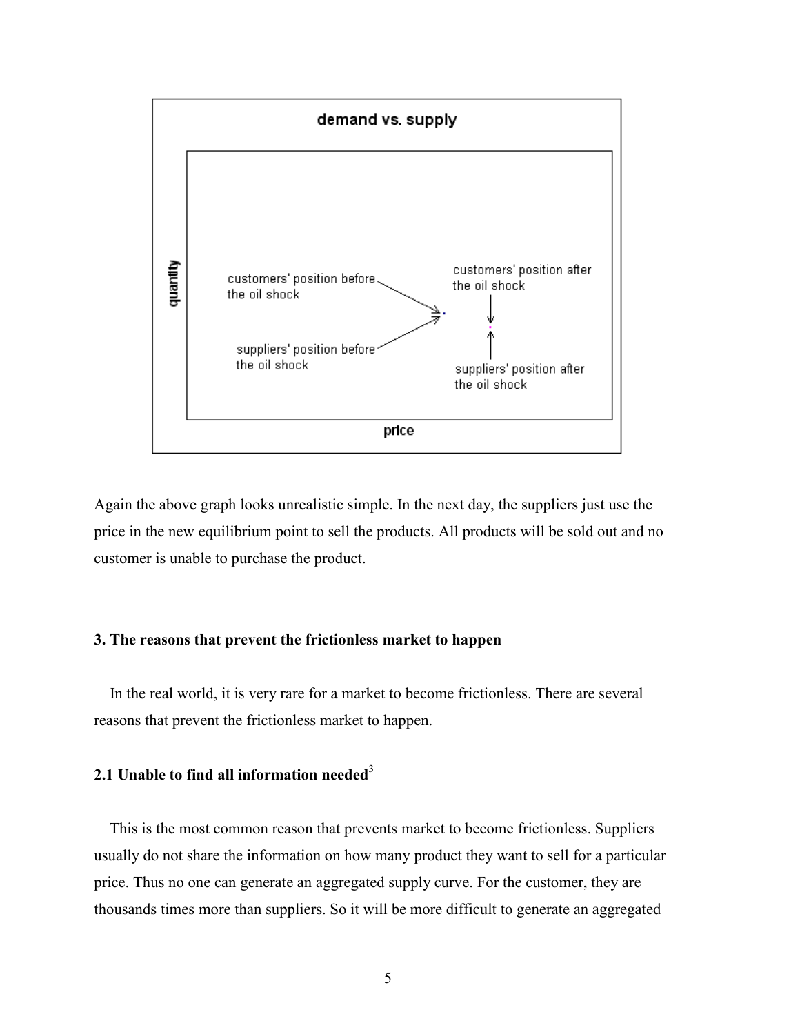Again the above graph looks unrealistic simple. In the next day, the suppliers just use the price in the new equilibrium point to sell the products. All products will be sold out and no customer is unable to purchase the product.

### 3. The reasons that prevent the frictionless market to happen

In the real world, it is very rare for a market to become frictionless. There are several reasons that prevent the frictionless market to happen.

#### 2.1 Unable to find all information needed[3]

This is the most common reason that prevents market to become frictionless. Suppliers usually do not share the information on how many product they want to sell for a particular price. Thus no one can generate an aggregated supply curve. For the customer, they are thousands times more than suppliers. So it will be more difficult to generate an aggregated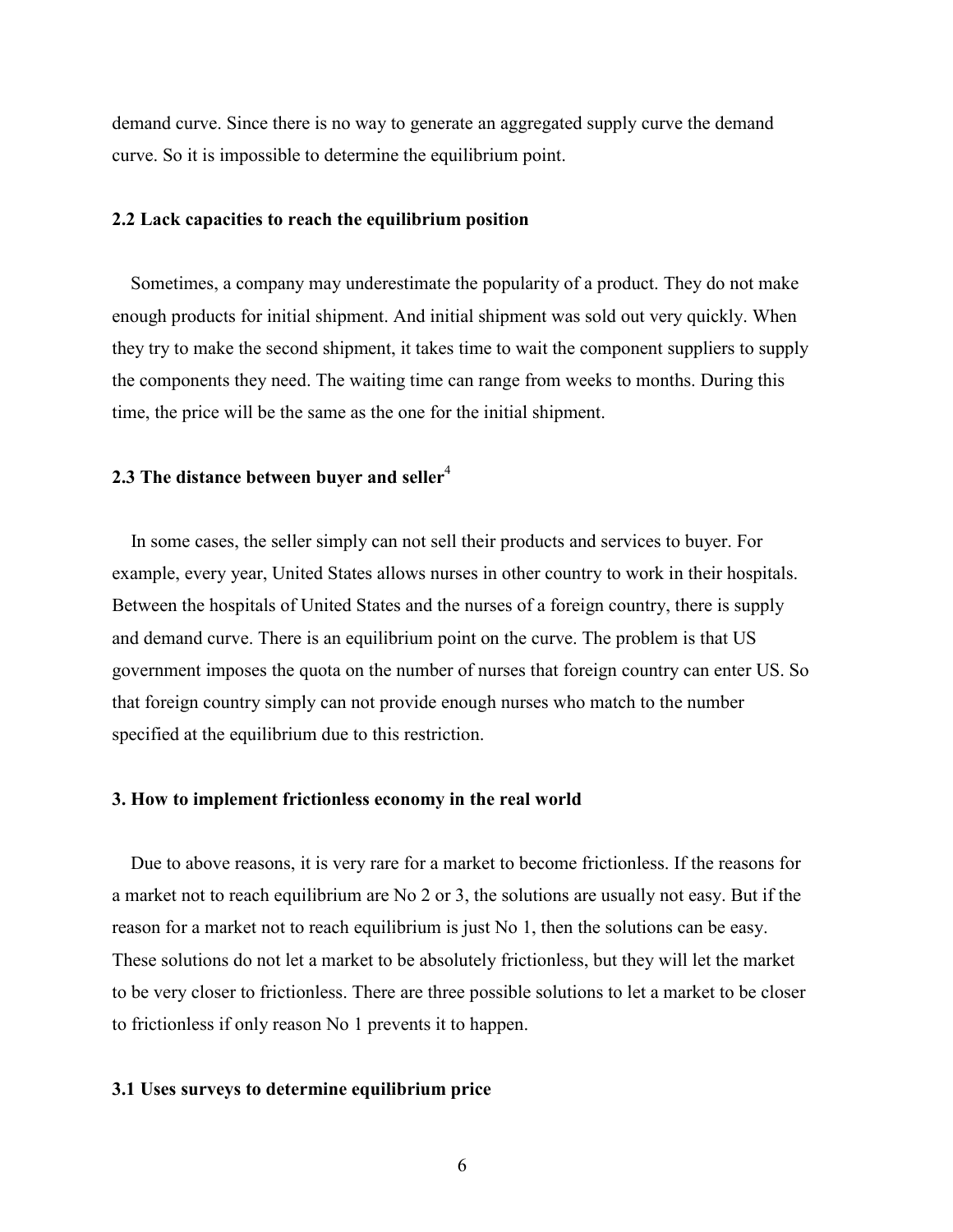demand curve. Since there is no way to generate an aggregated supply curve the demand curve. So it is impossible to determine the equilibrium point.

### 2.2 Lack capacities to reach the equilibrium position

Sometimes, a company may underestimate the popularity of a product. They do not make enough products for initial shipment. And initial shipment was sold out very quickly. When they try to make the second shipment, it takes time to wait the component suppliers to supply the components they need. The waiting time can range from weeks to months. During this time, the price will be the same as the one for the initial shipment.

### 2.3 The distance between buyer and seller[4]

In some cases, the seller simply can not sell their products and services to buyer. For example, every year, United States allows nurses in other country to work in their hospitals. Between the hospitals of United States and the nurses of a foreign country, there is supply and demand curve. There is an equilibrium point on the curve. The problem is that US government imposes the quota on the number of nurses that foreign country can enter US. So that foreign country simply can not provide enough nurses who match to the number specified at the equilibrium due to this restriction.

## 3. How to implement frictionless economy in the real world

Due to above reasons, it is very rare for a market to become frictionless. If the reasons for a market not to reach equilibrium are No 2 or 3, the solutions are usually not easy. But if the reason for a market not to reach equilibrium is just No 1, then the solutions can be easy. These solutions do not let a market to be absolutely frictionless, but they will let the market to be very closer to frictionless. There are three possible solutions to let a market to be closer to frictionless if only reason No 1 prevents it to happen.

### 3.1 Uses surveys to determine equilibrium price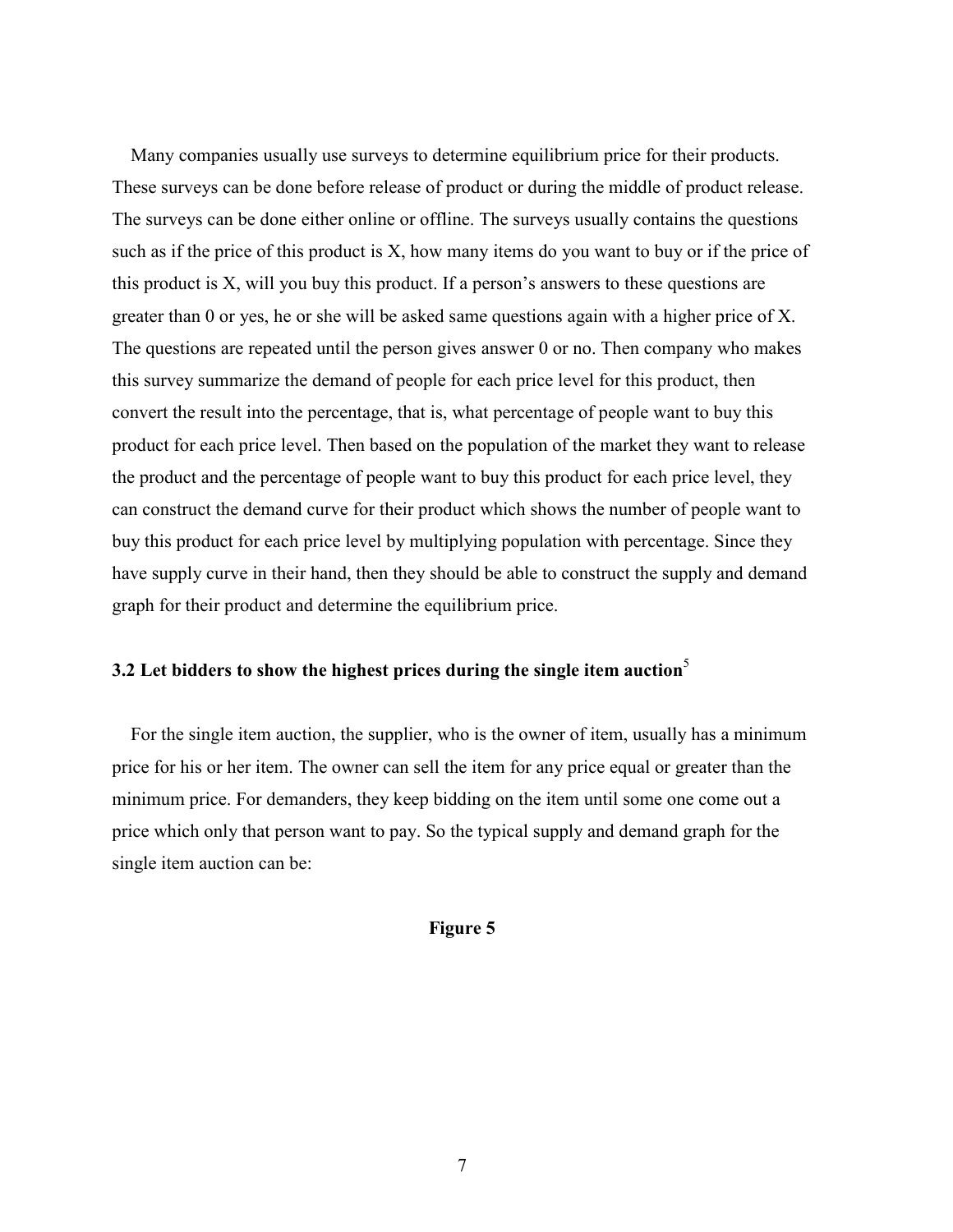Many companies usually use surveys to determine equilibrium price for their products. These surveys can be done before release of product or during the middle of product release. The surveys can be done either online or offline. The surveys usually contains the questions such as if the price of this product is X, how many items do you want to buy or if the price of this product is X, will you buy this product. If a person's answers to these questions are greater than 0 or yes, he or she will be asked same questions again with a higher price of X. The questions are repeated until the person gives answer 0 or no. Then company who makes this survey summarize the demand of people for each price level for this product, then convert the result into the percentage, that is, what percentage of people want to buy this product for each price level. Then based on the population of the market they want to release the product and the percentage of people want to buy this product for each price level, they can construct the demand curve for their product which shows the number of people want to buy this product for each price level by multiplying population with percentage. Since they have supply curve in their hand, then they should be able to construct the supply and demand graph for their product and determine the equilibrium price.

### 3.2 Let bidders to show the highest prices during the single item auction[5]

For the single item auction, the supplier, who is the owner of item, usually has a minimum price for his or her item. The owner can sell the item for any price equal or greater than the minimum price. For demanders, they keep bidding on the item until some one come out a price which only that person want to pay. So the typical supply and demand graph for the single item auction can be:

**Figure 5**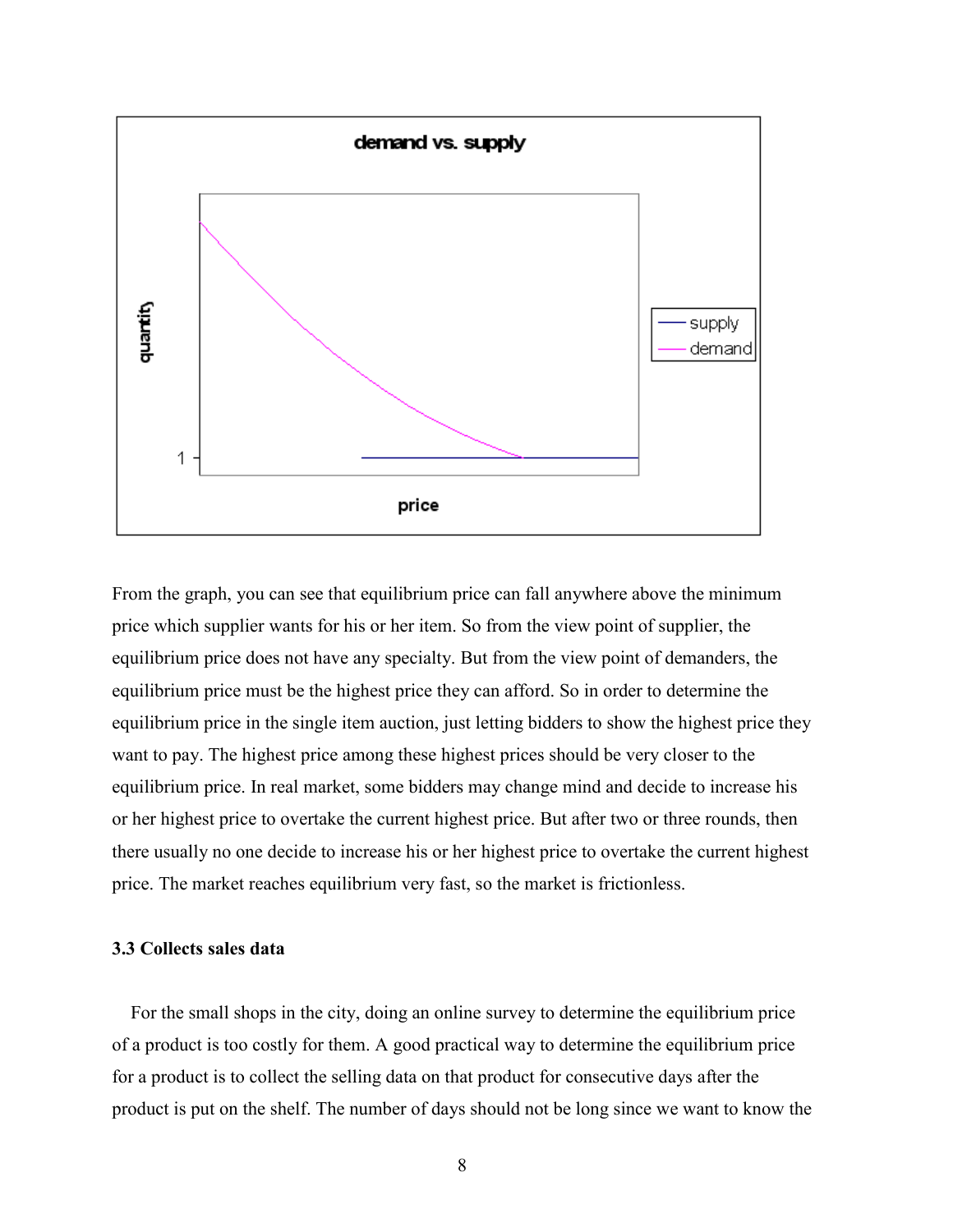From the graph, you can see that equilibrium price can fall anywhere above the minimum price which supplier wants for his or her item. So from the view point of supplier, the equilibrium price does not have any specialty. But from the view point of demanders, the equilibrium price must be the highest price they can afford. So in order to determine the equilibrium price in the single item auction, just letting bidders to show the highest price they want to pay. The highest price among these highest prices should be very closer to the equilibrium price. In real market, some bidders may change mind and decide to increase his or her highest price to overtake the current highest price. But after two or three rounds, then there usually no one decide to increase his or her highest price to overtake the current highest price. The market reaches equilibrium very fast, so the market is frictionless.

### 3.3 Collects sales data

For the small shops in the city, doing an online survey to determine the equilibrium price of a product is too costly for them. A good practical way to determine the equilibrium price for a product is to collect the selling data on that product for consecutive days after the product is put on the shelf. The number of days should not be long since we want to know the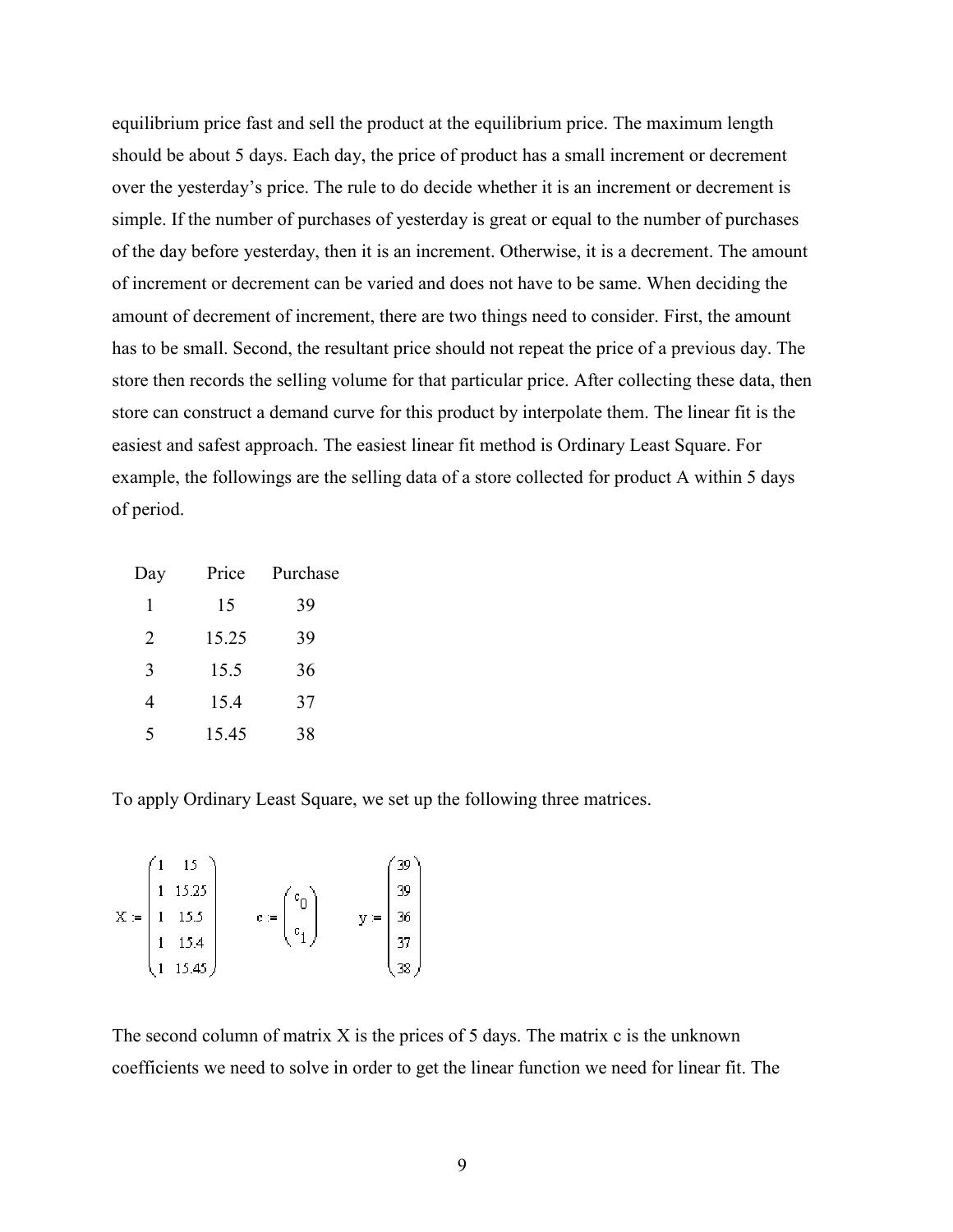equilibrium price fast and sell the product at the equilibrium price. The maximum length should be about 5 days. Each day, the price of product has a small increment or decrement over the yesterday's price. The rule to do decide whether it is an increment or decrement is simple. If the number of purchases of yesterday is great or equal to the number of purchases of the day before yesterday, then it is an increment. Otherwise, it is a decrement. The amount of increment or decrement can be varied and does not have to be same. When deciding the amount of decrement of increment, there are two things need to consider. First, the amount has to be small. Second, the resultant price should not repeat the price of a previous day. The store then records the selling volume for that particular price. After collecting these data, then store can construct a demand curve for this product by interpolate them. The linear fit is the easiest and safest approach. The easiest linear fit method is Ordinary Least Square. For example, the followings are the selling data of a store collected for product A within 5 days of period.

| Day | Price | Purchase |
|---|---|---|
| 1 | 15 | 39 |
| 2 | 15.25 | 39 |
| 3 | 15.5 | 36 |
| 4 | 15.4 | 37 |
| 5 | 15.45 | 38 |

To apply Ordinary Least Square, we set up the following three matrices.

$$X := \begin{pmatrix} 1 & 15 \\ 1 & 15.25 \\ 1 & 15.5 \\ 1 & 15.4 \\ 1 & 15.45 \end{pmatrix} \qquad c := \begin{pmatrix} c_0 \\ c_1 \end{pmatrix} \qquad y := \begin{pmatrix} 39 \\ 39 \\ 36 \\ 37 \\ 38 \end{pmatrix}$$

The second column of matrix X is the prices of 5 days. The matrix c is the unknown coefficients we need to solve in order to get the linear function we need for linear fit. The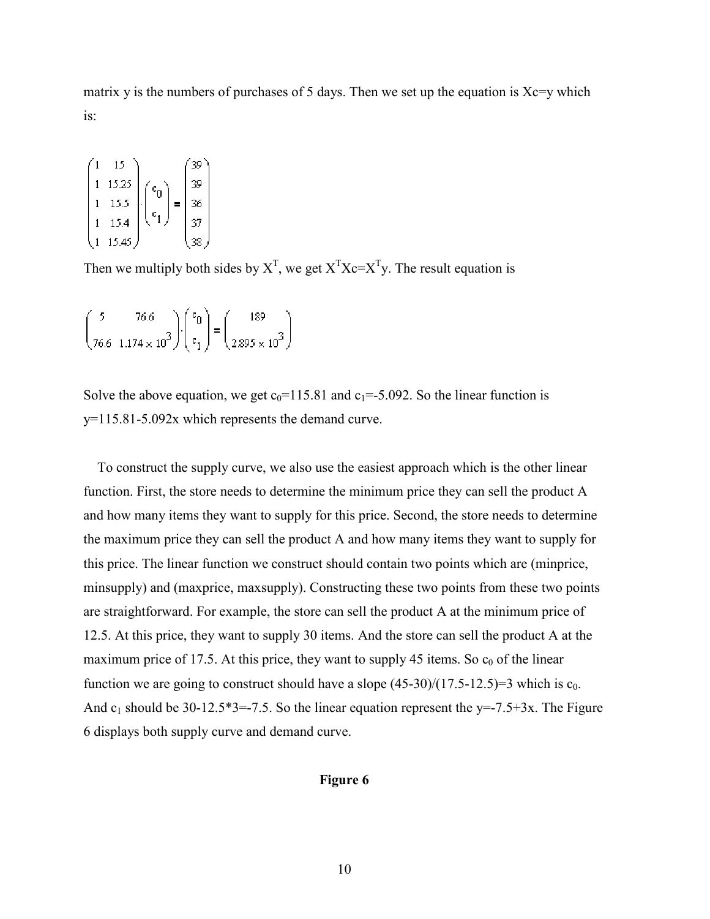matrix y is the numbers of purchases of 5 days. Then we set up the equation is Xc=y which is:

$$\begin{pmatrix} 1 & 15 \\ 1 & 15.25 \\ 1 & 15.5 \\ 1 & 15.4 \\ 1 & 15.45 \end{pmatrix} \cdot \begin{pmatrix} c_0 \\ c_1 \end{pmatrix} = \begin{pmatrix} 39 \\ 39 \\ 36 \\ 37 \\ 38 \end{pmatrix}$$

Then we multiply both sides by $X^T$, we get $X^TXc=X^Ty$. The result equation is

$$\begin{pmatrix} 5 & 76.6 \\ 76.6 & 1.174 \times 10^3 \end{pmatrix} \cdot \begin{pmatrix} c_0 \\ c_1 \end{pmatrix} = \begin{pmatrix} 189 \\ 2.895 \times 10^3 \end{pmatrix}$$

Solve the above equation, we get $c_0$=115.81 and $c_1$=-5.092. So the linear function is y=115.81-5.092x which represents the demand curve.

To construct the supply curve, we also use the easiest approach which is the other linear function. First, the store needs to determine the minimum price they can sell the product A and how many items they want to supply for this price. Second, the store needs to determine the maximum price they can sell the product A and how many items they want to supply for this price. The linear function we construct should contain two points which are (minprice, minsupply) and (maxprice, maxsupply). Constructing these two points from these two points are straightforward. For example, the store can sell the product A at the minimum price of 12.5. At this price, they want to supply 30 items. And the store can sell the product A at the maximum price of 17.5. At this price, they want to supply 45 items. So $c_0$ of the linear function we are going to construct should have a slope (45-30)/(17.5-12.5)=3 which is $c_0$. And $c_1$ should be 30-12.5*3=-7.5. So the linear equation represent the y=-7.5+3x. The Figure 6 displays both supply curve and demand curve.

**Figure 6**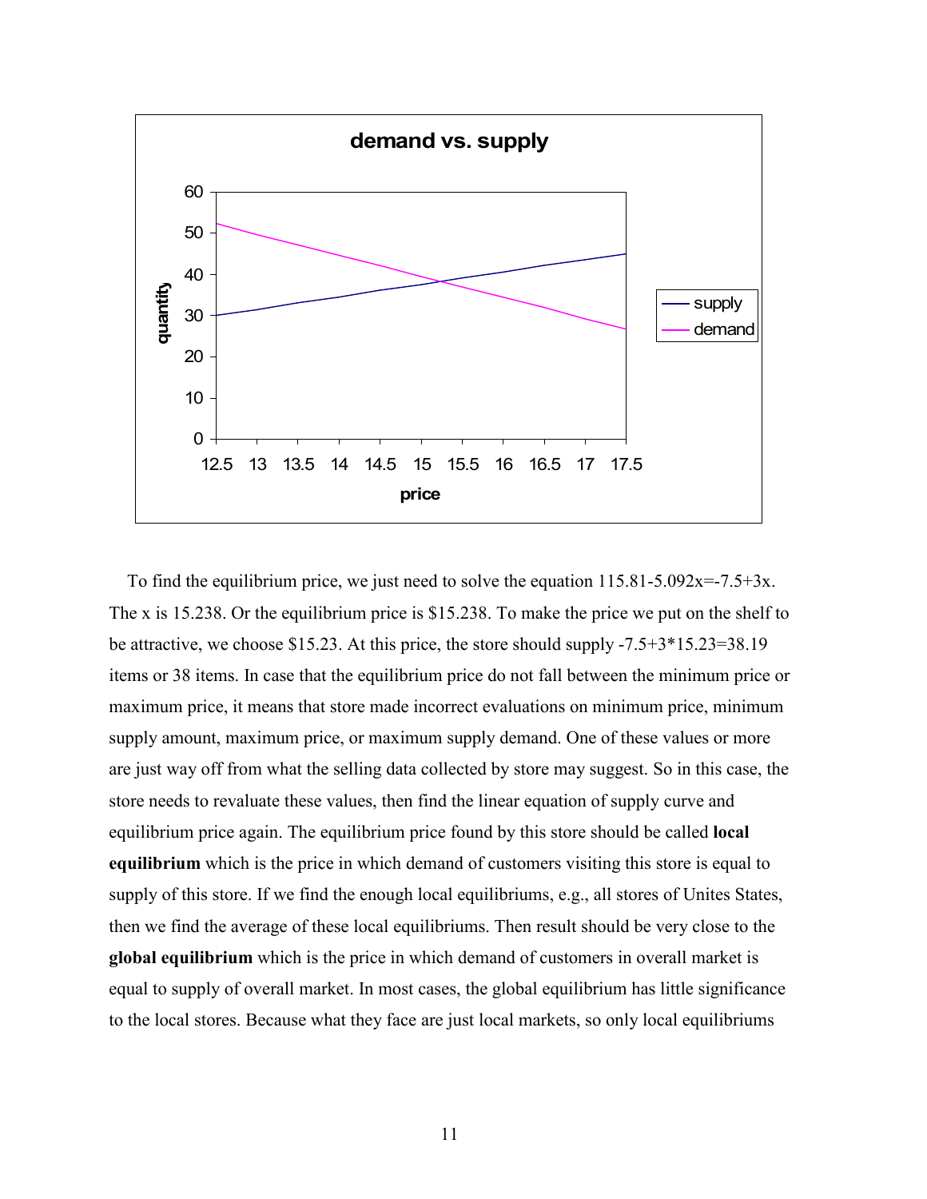To find the equilibrium price, we just need to solve the equation $115.81-5.092x=-7.5+3x$. The x is 15.238. Or the equilibrium price is \$15.238. To make the price we put on the shelf to be attractive, we choose \$15.23. At this price, the store should supply $-7.5+3*15.23=38.19$ items or 38 items. In case that the equilibrium price do not fall between the minimum price or maximum price, it means that store made incorrect evaluations on minimum price, minimum supply amount, maximum price, or maximum supply demand. One of these values or more are just way off from what the selling data collected by store may suggest. So in this case, the store needs to revaluate these values, then find the linear equation of supply curve and equilibrium price again. The equilibrium price found by this store should be called **local equilibrium** which is the price in which demand of customers visiting this store is equal to supply of this store. If we find the enough local equilibriums, e.g., all stores of Unites States, then we find the average of these local equilibriums. Then result should be very close to the **global equilibrium** which is the price in which demand of customers in overall market is equal to supply of overall market. In most cases, the global equilibrium has little significance to the local stores. Because what they face are just local markets, so only local equilibriums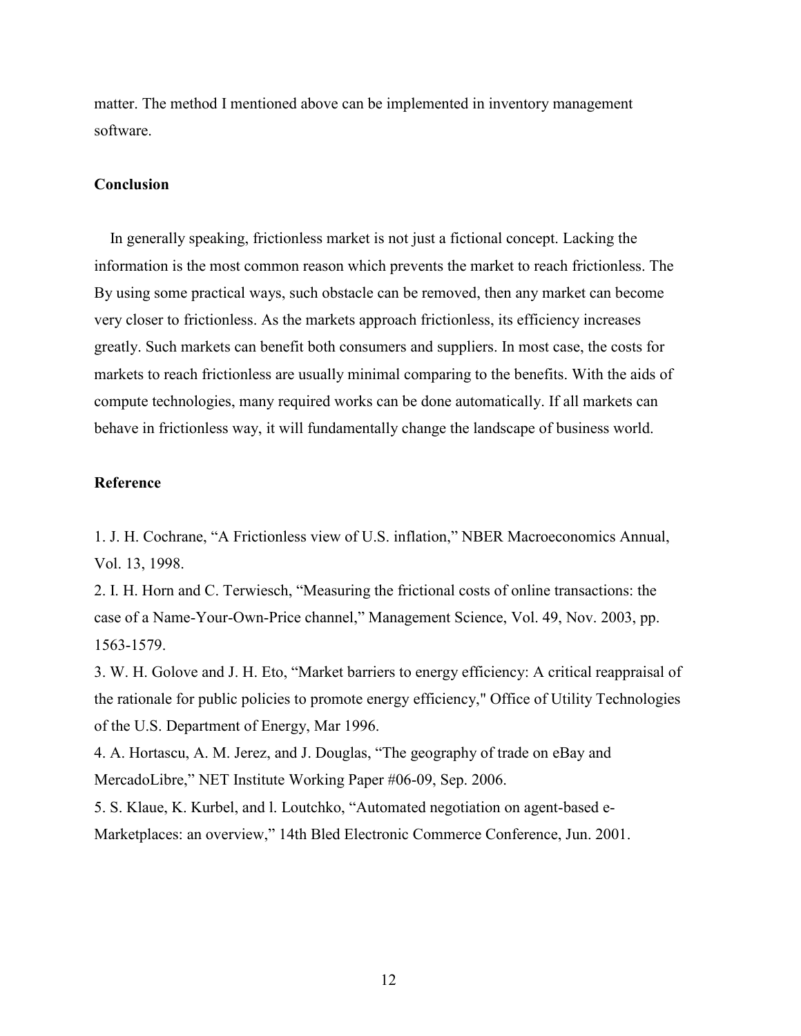matter. The method I mentioned above can be implemented in inventory management software.

## Conclusion

In generally speaking, frictionless market is not just a fictional concept. Lacking the information is the most common reason which prevents the market to reach frictionless. The By using some practical ways, such obstacle can be removed, then any market can become very closer to frictionless. As the markets approach frictionless, its efficiency increases greatly. Such markets can benefit both consumers and suppliers. In most case, the costs for markets to reach frictionless are usually minimal comparing to the benefits. With the aids of compute technologies, many required works can be done automatically. If all markets can behave in frictionless way, it will fundamentally change the landscape of business world.

## Reference

1. J. H. Cochrane, “A Frictionless view of U.S. inflation,” NBER Macroeconomics Annual, Vol. 13, 1998.
2. I. H. Horn and C. Terwiesch, “Measuring the frictional costs of online transactions: the case of a Name-Your-Own-Price channel,” Management Science, Vol. 49, Nov. 2003, pp. 1563-1579.
3. W. H. Golove and J. H. Eto, “Market barriers to energy efficiency: A critical reappraisal of the rationale for public policies to promote energy efficiency," Office of Utility Technologies of the U.S. Department of Energy, Mar 1996.
4. A. Hortascu, A. M. Jerez, and J. Douglas, “The geography of trade on eBay and MercadoLibre,” NET Institute Working Paper #06-09, Sep. 2006.
5. S. Klaue, K. Kurbel, and I. Loutchko, “Automated negotiation on agent-based e-Marketplaces: an overview,” 14th Bled Electronic Commerce Conference, Jun. 2001.